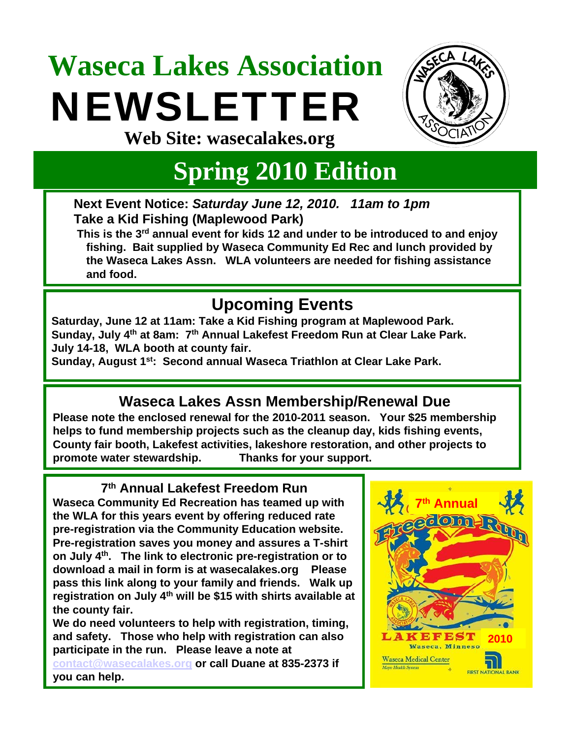# Waseca Lakes Association

# NEWSLETTER

**Web Site: wasecalakes.org**

## Spring 2010 Edition

**Next Event Notice:** ***Saturday June 12, 2010. 11am to 1pm***
**Take a Kid Fishing (Maplewood Park)**

**This is the 3rd annual event for kids 12 and under to be introduced to and enjoy fishing. Bait supplied by Waseca Community Ed Rec and lunch provided by the Waseca Lakes Assn. WLA volunteers are needed for fishing assistance and food.**

## Upcoming Events

**Saturday, June 12 at 11am: Take a Kid Fishing program at Maplewood Park.**
**Sunday, July 4th at 8am: 7th Annual Lakefest Freedom Run at Clear Lake Park.**
**July 14-18, WLA booth at county fair.**
**Sunday, August 1st: Second annual Waseca Triathlon at Clear Lake Park.**

## Waseca Lakes Assn Membership/Renewal Due

**Please note the enclosed renewal for the 2010-2011 season. Your $25 membership helps to fund membership projects such as the cleanup day, kids fishing events, County fair booth, Lakefest activities, lakeshore restoration, and other projects to promote water stewardship. Thanks for your support.**

### 7th Annual Lakefest Freedom Run

**Waseca Community Ed Recreation has teamed up with the WLA for this years event by offering reduced rate pre-registration via the Community Education website. Pre-registration saves you money and assures a T-shirt on July 4th. The link to electronic pre-registration or to download a mail in form is at wasecalakes.org Please pass this link along to your family and friends. Walk up registration on July 4th will be $15 with shirts available at the county fair.**

**We do need volunteers to help with registration, timing, and safety. Those who help with registration can also participate in the run. Please leave a note at contact@wasecalakes.org or call Duane at 835-2373 if you can help.**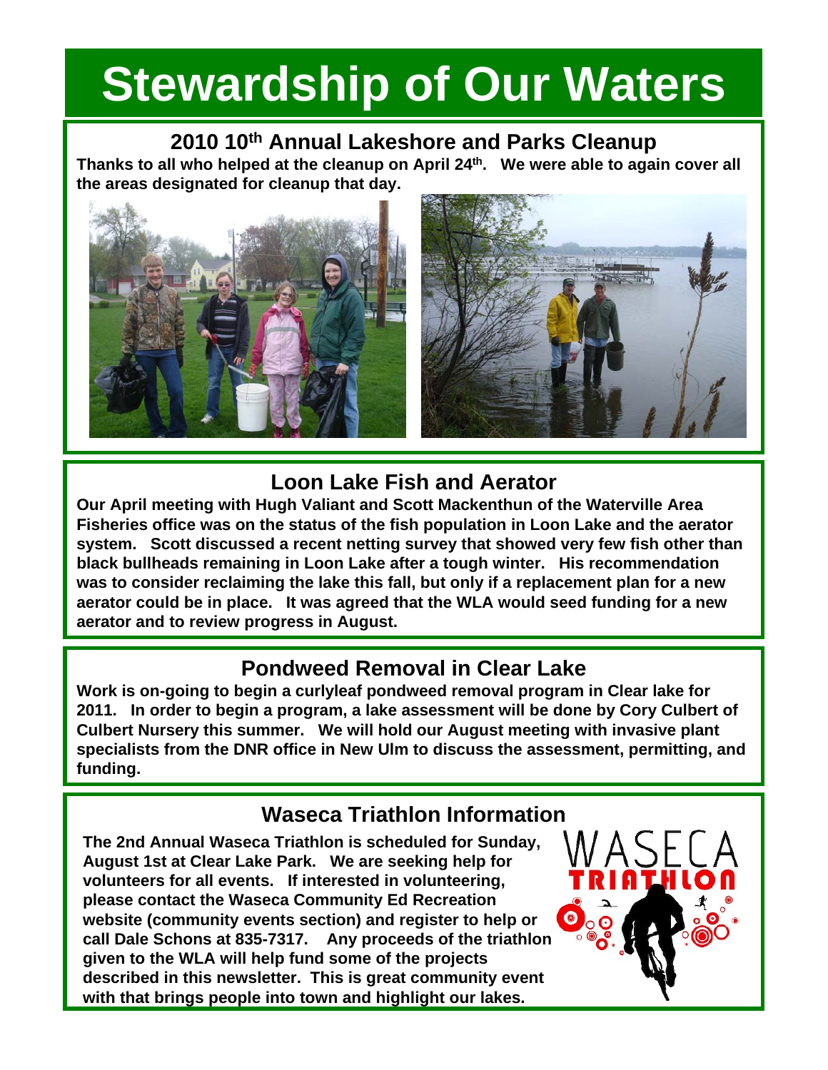# Stewardship of Our Waters

## 2010 10th Annual Lakeshore and Parks Cleanup

**Thanks to all who helped at the cleanup on April 24th. We were able to again cover all the areas designated for cleanup that day.**

## Loon Lake Fish and Aerator

**Our April meeting with Hugh Valiant and Scott Mackenthun of the Waterville Area Fisheries office was on the status of the fish population in Loon Lake and the aerator system. Scott discussed a recent netting survey that showed very few fish other than black bullheads remaining in Loon Lake after a tough winter. His recommendation was to consider reclaiming the lake this fall, but only if a replacement plan for a new aerator could be in place. It was agreed that the WLA would seed funding for a new aerator and to review progress in August.**

## Pondweed Removal in Clear Lake

**Work is on-going to begin a curlyleaf pondweed removal program in Clear lake for 2011. In order to begin a program, a lake assessment will be done by Cory Culbert of Culbert Nursery this summer. We will hold our August meeting with invasive plant specialists from the DNR office in New Ulm to discuss the assessment, permitting, and funding.**

## Waseca Triathlon Information

**The 2nd Annual Waseca Triathlon is scheduled for Sunday, August 1st at Clear Lake Park. We are seeking help for volunteers for all events. If interested in volunteering, please contact the Waseca Community Ed Recreation website (community events section) and register to help or call Dale Schons at 835-7317. Any proceeds of the triathlon given to the WLA will help fund some of the projects described in this newsletter. This is great community event with that brings people into town and highlight our lakes.**

WASECA TRIATHLON